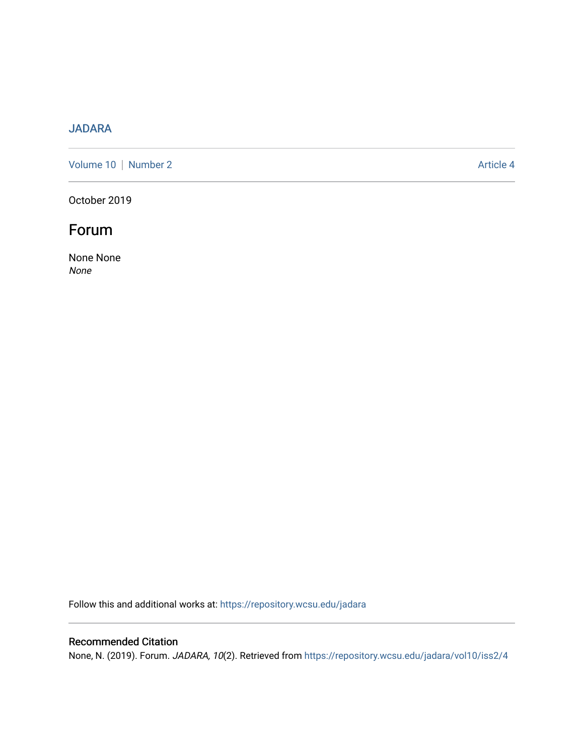JADARA

Volume 10 | Number 2 Article 4

October 2019

# Forum

None None
*None*

Follow this and additional works at: https://repository.wcsu.edu/jadara

## Recommended Citation

None, N. (2019). Forum. *JADARA, 10*(2). Retrieved from https://repository.wcsu.edu/jadara/vol10/iss2/4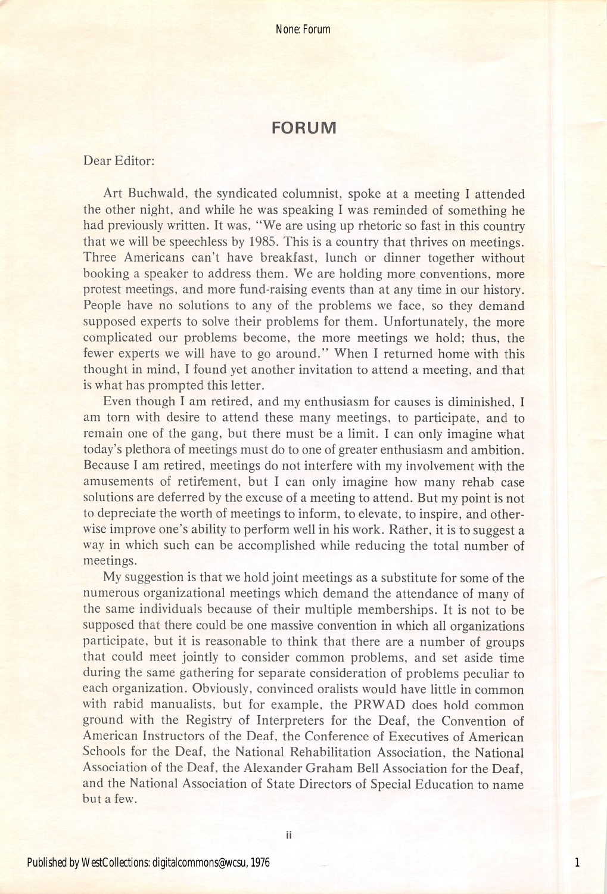# FORUM

Dear Editor:

Art Buchwald, the syndicated columnist, spoke at a meeting I attended the other night, and while he was speaking I was reminded of something he had previously written. It was, "We are using up rhetoric so fast in this country that we will be speechless by 1985. This is a country that thrives on meetings. Three Americans can't have breakfast, lunch or dinner together without booking a speaker to address them. We are holding more conventions, more protest meetings, and more fund-raising events than at any time in our history. People have no solutions to any of the problems we face, so they demand supposed experts to solve their problems for them. Unfortunately, the more complicated our problems become, the more meetings we hold; thus, the fewer experts we will have to go around." When I returned home with this thought in mind, I found yet another invitation to attend a meeting, and that is what has prompted this letter.

Even though I am retired, and my enthusiasm for causes is diminished, I am torn with desire to attend these many meetings, to participate, and to remain one of the gang, but there must be a limit. I can only imagine what today's plethora of meetings must do to one of greater enthusiasm and ambition. Because I am retired, meetings do not interfere with my involvement with the amusements of retirement, but I can only imagine how many rehab case solutions are deferred by the excuse of a meeting to attend. But my point is not to depreciate the worth of meetings to inform, to elevate, to inspire, and otherwise improve one's ability to perform well in his work. Rather, it is to suggest a way in which such can be accomplished while reducing the total number of meetings.

My suggestion is that we hold joint meetings as a substitute for some of the numerous organizational meetings which demand the attendance of many of the same individuals because of their multiple memberships. It is not to be supposed that there could be one massive convention in which all organizations participate, but it is reasonable to think that there are a number of groups that could meet jointly to consider common problems, and set aside time during the same gathering for separate consideration of problems peculiar to each organization. Obviously, convinced oralists would have little in common with rabid manualists, but for example, the PRWAD does hold common ground with the Registry of Interpreters for the Deaf, the Convention of American Instructors of the Deaf, the Conference of Executives of American Schools for the Deaf, the National Rehabilitation Association, the National Association of the Deaf, the Alexander Graham Bell Association for the Deaf, and the National Association of State Directors of Special Education to name but a few.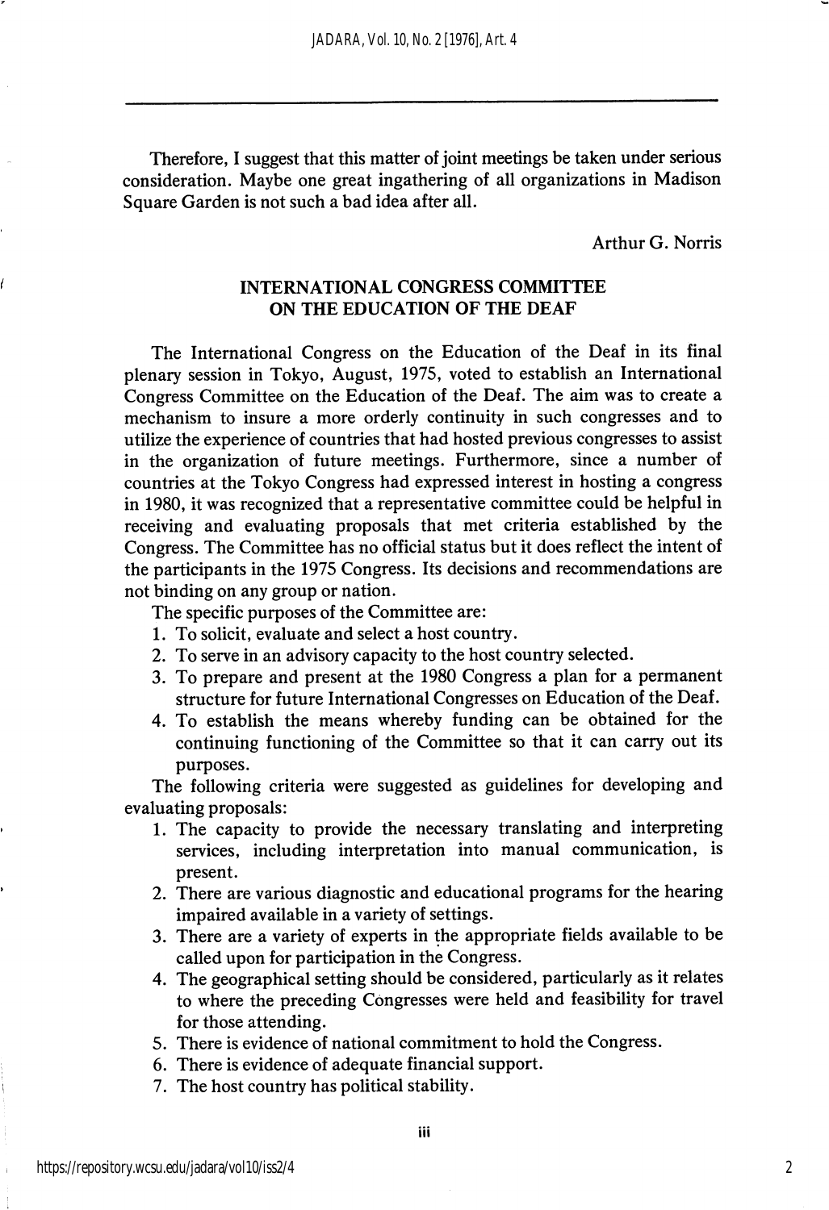Therefore, I suggest that this matter of joint meetings be taken under serious consideration. Maybe one great ingathering of all organizations in Madison Square Garden is not such a bad idea after all.

Arthur G. Norris

## INTERNATIONAL CONGRESS COMMITTEE ON THE EDUCATION OF THE DEAF

The International Congress on the Education of the Deaf in its final plenary session in Tokyo, August, 1975, voted to establish an International Congress Committee on the Education of the Deaf. The aim was to create a mechanism to insure a more orderly continuity in such congresses and to utilize the experience of countries that had hosted previous congresses to assist in the organization of future meetings. Furthermore, since a number of countries at the Tokyo Congress had expressed interest in hosting a congress in 1980, it was recognized that a representative committee could be helpful in receiving and evaluating proposals that met criteria established by the Congress. The Committee has no official status but it does reflect the intent of the participants in the 1975 Congress. Its decisions and recommendations are not binding on any group or nation.

The specific purposes of the Committee are:

1. To solicit, evaluate and select a host country.
2. To serve in an advisory capacity to the host country selected.
3. To prepare and present at the 1980 Congress a plan for a permanent structure for future International Congresses on Education of the Deaf.
4. To establish the means whereby funding can be obtained for the continuing functioning of the Committee so that it can carry out its purposes.

The following criteria were suggested as guidelines for developing and evaluating proposals:

1. The capacity to provide the necessary translating and interpreting services, including interpretation into manual communication, is present.
2. There are various diagnostic and educational programs for the hearing impaired available in a variety of settings.
3. There are a variety of experts in the appropriate fields available to be called upon for participation in the Congress.
4. The geographical setting should be considered, particularly as it relates to where the preceding Congresses were held and feasibility for travel for those attending.
5. There is evidence of national commitment to hold the Congress.
6. There is evidence of adequate financial support.
7. The host country has political stability.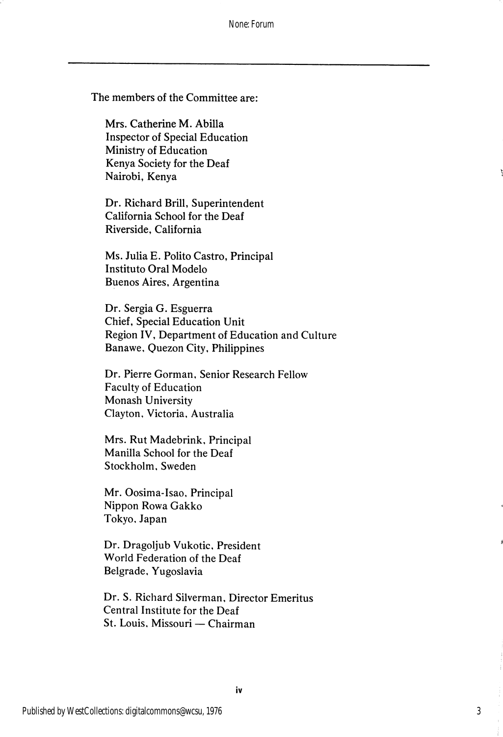The members of the Committee are:

Mrs. Catherine M. Abilla
Inspector of Special Education
Ministry of Education
Kenya Society for the Deaf
Nairobi, Kenya

Dr. Richard Brill, Superintendent
California School for the Deaf
Riverside, California

Ms. Julia E. Polito Castro, Principal
Instituto Oral Modelo
Buenos Aires, Argentina

Dr. Sergia G. Esguerra
Chief, Special Education Unit
Region IV, Department of Education and Culture
Banawe, Quezon City, Philippines

Dr. Pierre Gorman, Senior Research Fellow
Faculty of Education
Monash University
Clayton, Victoria, Australia

Mrs. Rut Madebrink, Principal
Manilla School for the Deaf
Stockholm, Sweden

Mr. Oosima-Isao, Principal
Nippon Rowa Gakko
Tokyo, Japan

Dr. Dragoljub Vukotic, President
World Federation of the Deaf
Belgrade, Yugoslavia

Dr. S. Richard Silverman, Director Emeritus
Central Institute for the Deaf
St. Louis, Missouri — Chairman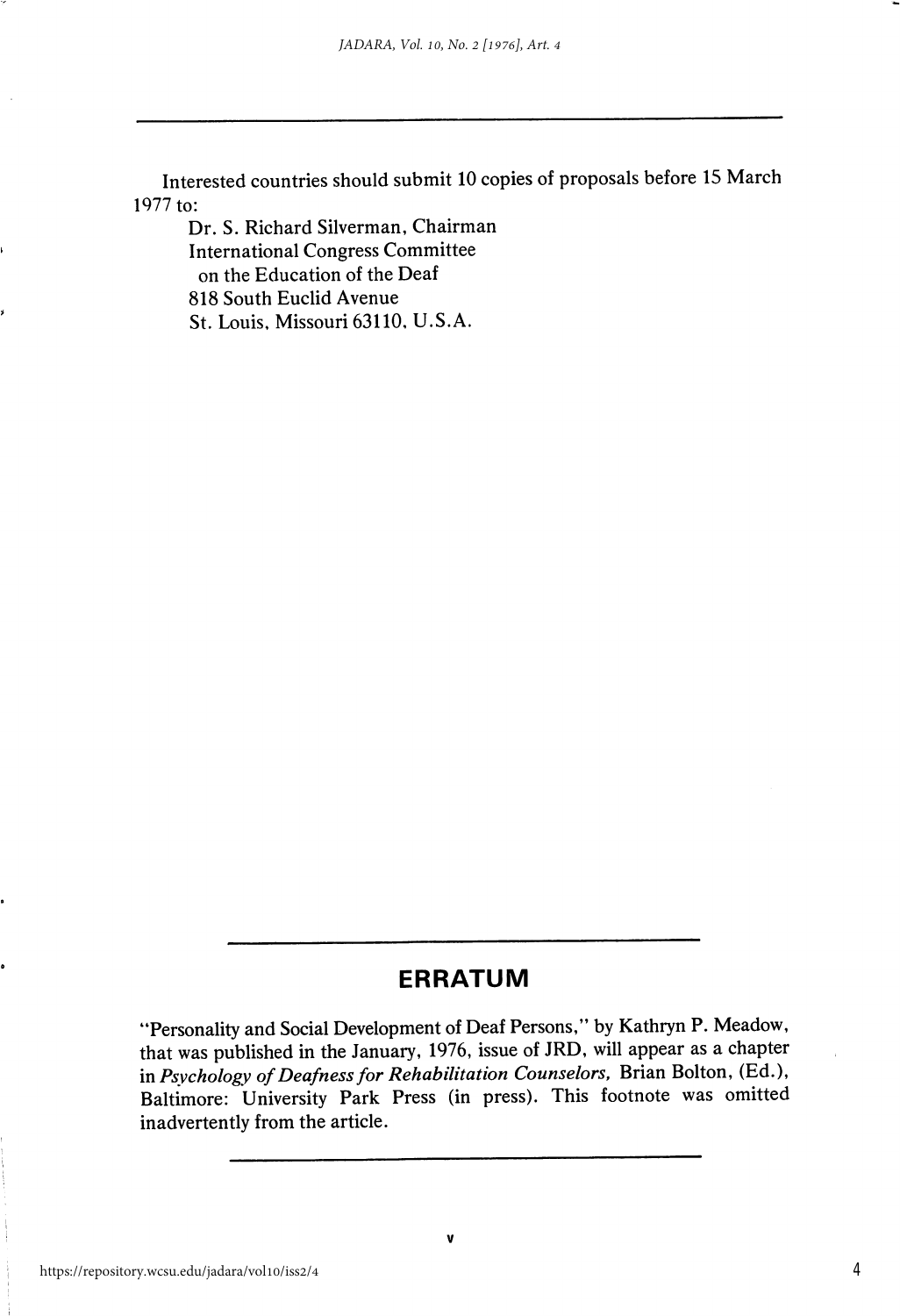Interested countries should submit 10 copies of proposals before 15 March 1977 to:

Dr. S. Richard Silverman, Chairman  
International Congress Committee  
on the Education of the Deaf  
818 South Euclid Avenue  
St. Louis, Missouri 63110, U.S.A.

---

## ERRATUM

"Personality and Social Development of Deaf Persons," by Kathryn P. Meadow, that was published in the January, 1976, issue of JRD, will appear as a chapter in *Psychology of Deafness for Rehabilitation Counselors,* Brian Bolton, (Ed.), Baltimore: University Park Press (in press). This footnote was omitted inadvertently from the article.

---